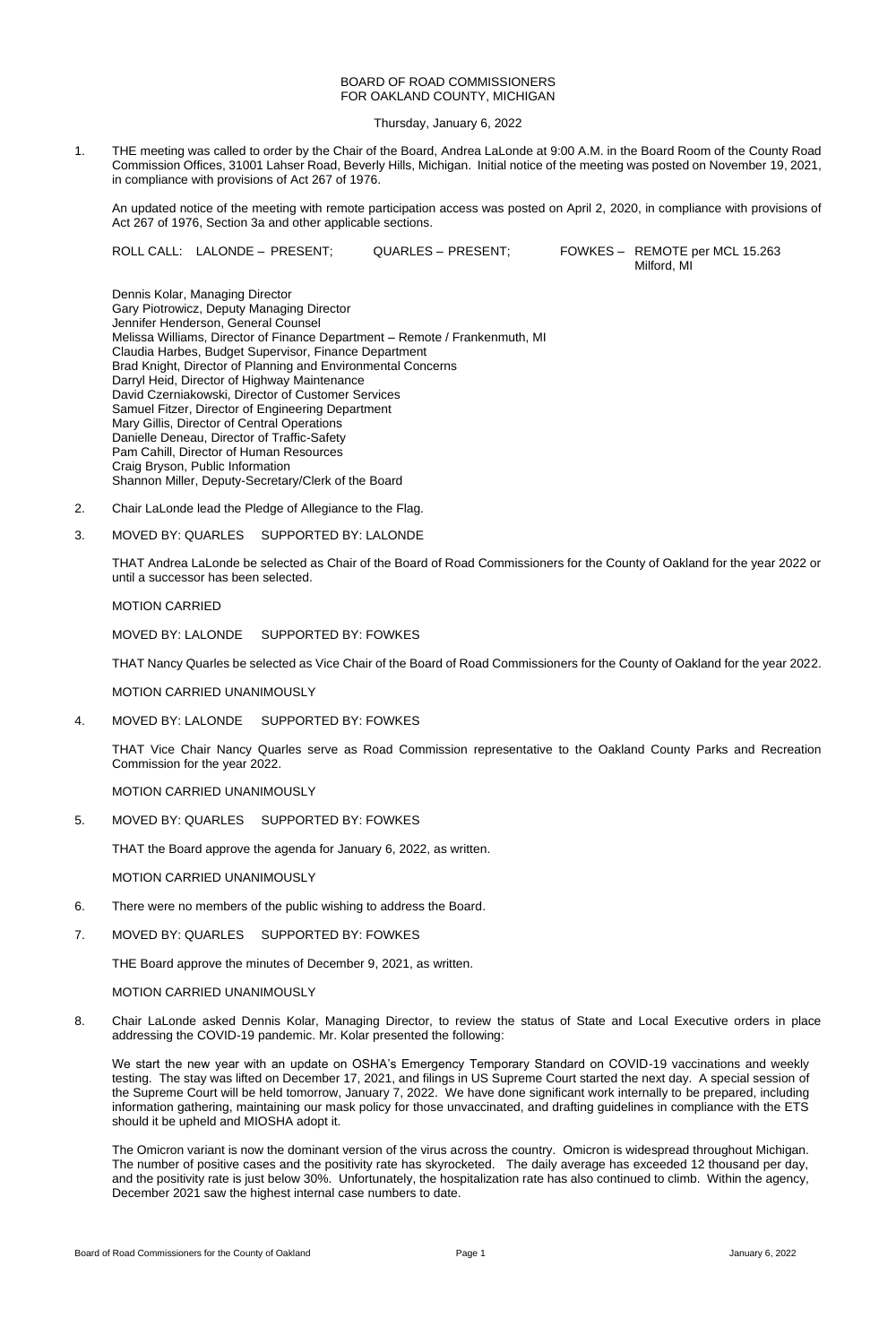# BOARD OF ROAD COMMISSIONERS
# FOR OAKLAND COUNTY, MICHIGAN

Thursday, January 6, 2022

1. THE meeting was called to order by the Chair of the Board, Andrea LaLonde at 9:00 A.M. in the Board Room of the County Road Commission Offices, 31001 Lahser Road, Beverly Hills, Michigan. Initial notice of the meeting was posted on November 19, 2021, in compliance with provisions of Act 267 of 1976.

   An updated notice of the meeting with remote participation access was posted on April 2, 2020, in compliance with provisions of Act 267 of 1976, Section 3a and other applicable sections.

   ROLL CALL: LALONDE – PRESENT; QUARLES – PRESENT; FOWKES – REMOTE per MCL 15.263 Milford, MI

   Dennis Kolar, Managing Director
   Gary Piotrowicz, Deputy Managing Director
   Jennifer Henderson, General Counsel
   Melissa Williams, Director of Finance Department – Remote / Frankenmuth, MI
   Claudia Harbes, Budget Supervisor, Finance Department
   Brad Knight, Director of Planning and Environmental Concerns
   Darryl Heid, Director of Highway Maintenance
   David Czerniakowski, Director of Customer Services
   Samuel Fitzer, Director of Engineering Department
   Mary Gillis, Director of Central Operations
   Danielle Deneau, Director of Traffic-Safety
   Pam Cahill, Director of Human Resources
   Craig Bryson, Public Information
   Shannon Miller, Deputy-Secretary/Clerk of the Board

2. Chair LaLonde lead the Pledge of Allegiance to the Flag.

3. MOVED BY: QUARLES SUPPORTED BY: LALONDE

   THAT Andrea LaLonde be selected as Chair of the Board of Road Commissioners for the County of Oakland for the year 2022 or until a successor has been selected.

   MOTION CARRIED

   MOVED BY: LALONDE SUPPORTED BY: FOWKES

   THAT Nancy Quarles be selected as Vice Chair of the Board of Road Commissioners for the County of Oakland for the year 2022.

   MOTION CARRIED UNANIMOUSLY

4. MOVED BY: LALONDE SUPPORTED BY: FOWKES

   THAT Vice Chair Nancy Quarles serve as Road Commission representative to the Oakland County Parks and Recreation Commission for the year 2022.

   MOTION CARRIED UNANIMOUSLY

5. MOVED BY: QUARLES SUPPORTED BY: FOWKES

   THAT the Board approve the agenda for January 6, 2022, as written.

   MOTION CARRIED UNANIMOUSLY

6. There were no members of the public wishing to address the Board.

7. MOVED BY: QUARLES SUPPORTED BY: FOWKES

   THE Board approve the minutes of December 9, 2021, as written.

   MOTION CARRIED UNANIMOUSLY

8. Chair LaLonde asked Dennis Kolar, Managing Director, to review the status of State and Local Executive orders in place addressing the COVID-19 pandemic. Mr. Kolar presented the following:

   We start the new year with an update on OSHA's Emergency Temporary Standard on COVID-19 vaccinations and weekly testing. The stay was lifted on December 17, 2021, and filings in US Supreme Court started the next day. A special session of the Supreme Court will be held tomorrow, January 7, 2022. We have done significant work internally to be prepared, including information gathering, maintaining our mask policy for those unvaccinated, and drafting guidelines in compliance with the ETS should it be upheld and MIOSHA adopt it.

   The Omicron variant is now the dominant version of the virus across the country. Omicron is widespread throughout Michigan. The number of positive cases and the positivity rate has skyrocketed. The daily average has exceeded 12 thousand per day, and the positivity rate is just below 30%. Unfortunately, the hospitalization rate has also continued to climb. Within the agency, December 2021 saw the highest internal case numbers to date.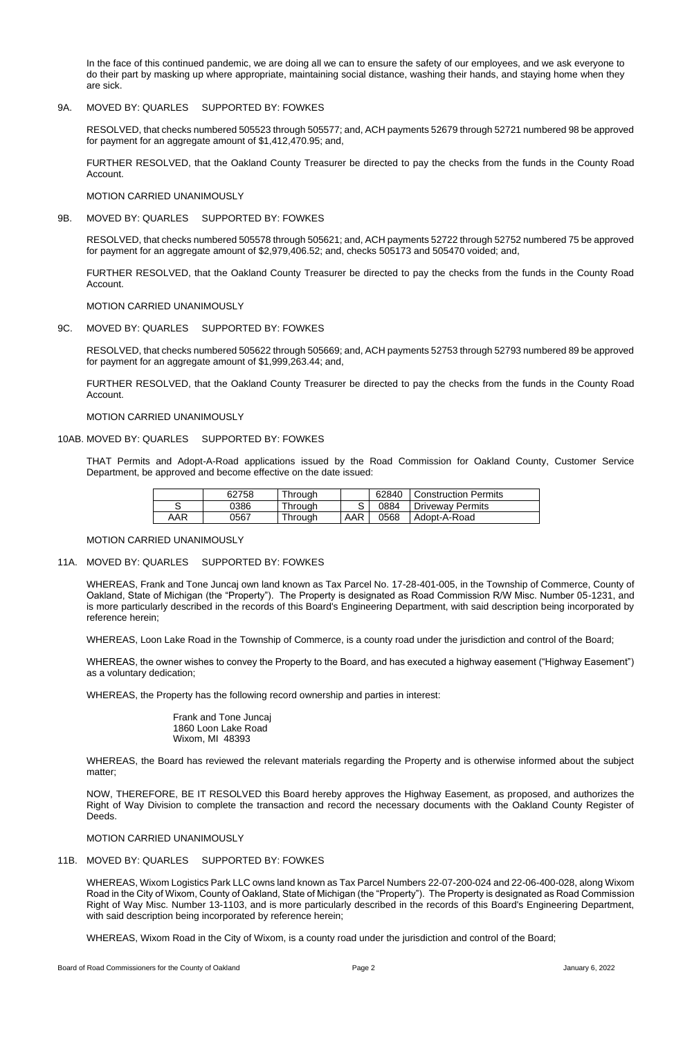In the face of this continued pandemic, we are doing all we can to ensure the safety of our employees, and we ask everyone to do their part by masking up where appropriate, maintaining social distance, washing their hands, and staying home when they are sick.

9A. MOVED BY: QUARLES SUPPORTED BY: FOWKES

RESOLVED, that checks numbered 505523 through 505577; and, ACH payments 52679 through 52721 numbered 98 be approved for payment for an aggregate amount of $1,412,470.95; and,

FURTHER RESOLVED, that the Oakland County Treasurer be directed to pay the checks from the funds in the County Road Account.

MOTION CARRIED UNANIMOUSLY

9B. MOVED BY: QUARLES SUPPORTED BY: FOWKES

RESOLVED, that checks numbered 505578 through 505621; and, ACH payments 52722 through 52752 numbered 75 be approved for payment for an aggregate amount of $2,979,406.52; and, checks 505173 and 505470 voided; and,

FURTHER RESOLVED, that the Oakland County Treasurer be directed to pay the checks from the funds in the County Road Account.

MOTION CARRIED UNANIMOUSLY

9C. MOVED BY: QUARLES SUPPORTED BY: FOWKES

RESOLVED, that checks numbered 505622 through 505669; and, ACH payments 52753 through 52793 numbered 89 be approved for payment for an aggregate amount of $1,999,263.44; and,

FURTHER RESOLVED, that the Oakland County Treasurer be directed to pay the checks from the funds in the County Road Account.

MOTION CARRIED UNANIMOUSLY

10AB. MOVED BY: QUARLES SUPPORTED BY: FOWKES

THAT Permits and Adopt-A-Road applications issued by the Road Commission for Oakland County, Customer Service Department, be approved and become effective on the date issued:

| | | | | | |
|---|---|---|---|---|---|
| | 62758 | Through | | 62840 | Construction Permits |
| S | 0386 | Through | S | 0884 | Driveway Permits |
| AAR | 0567 | Through | AAR | 0568 | Adopt-A-Road |

MOTION CARRIED UNANIMOUSLY

11A. MOVED BY: QUARLES SUPPORTED BY: FOWKES

WHEREAS, Frank and Tone Juncaj own land known as Tax Parcel No. 17-28-401-005, in the Township of Commerce, County of Oakland, State of Michigan (the "Property"). The Property is designated as Road Commission R/W Misc. Number 05-1231, and is more particularly described in the records of this Board's Engineering Department, with said description being incorporated by reference herein;

WHEREAS, Loon Lake Road in the Township of Commerce, is a county road under the jurisdiction and control of the Board;

WHEREAS, the owner wishes to convey the Property to the Board, and has executed a highway easement ("Highway Easement") as a voluntary dedication;

WHEREAS, the Property has the following record ownership and parties in interest:

Frank and Tone Juncaj
1860 Loon Lake Road
Wixom, MI 48393

WHEREAS, the Board has reviewed the relevant materials regarding the Property and is otherwise informed about the subject matter;

NOW, THEREFORE, BE IT RESOLVED this Board hereby approves the Highway Easement, as proposed, and authorizes the Right of Way Division to complete the transaction and record the necessary documents with the Oakland County Register of Deeds.

MOTION CARRIED UNANIMOUSLY

11B. MOVED BY: QUARLES SUPPORTED BY: FOWKES

WHEREAS, Wixom Logistics Park LLC owns land known as Tax Parcel Numbers 22-07-200-024 and 22-06-400-028, along Wixom Road in the City of Wixom, County of Oakland, State of Michigan (the "Property"). The Property is designated as Road Commission Right of Way Misc. Number 13-1103, and is more particularly described in the records of this Board's Engineering Department, with said description being incorporated by reference herein;

WHEREAS, Wixom Road in the City of Wixom, is a county road under the jurisdiction and control of the Board;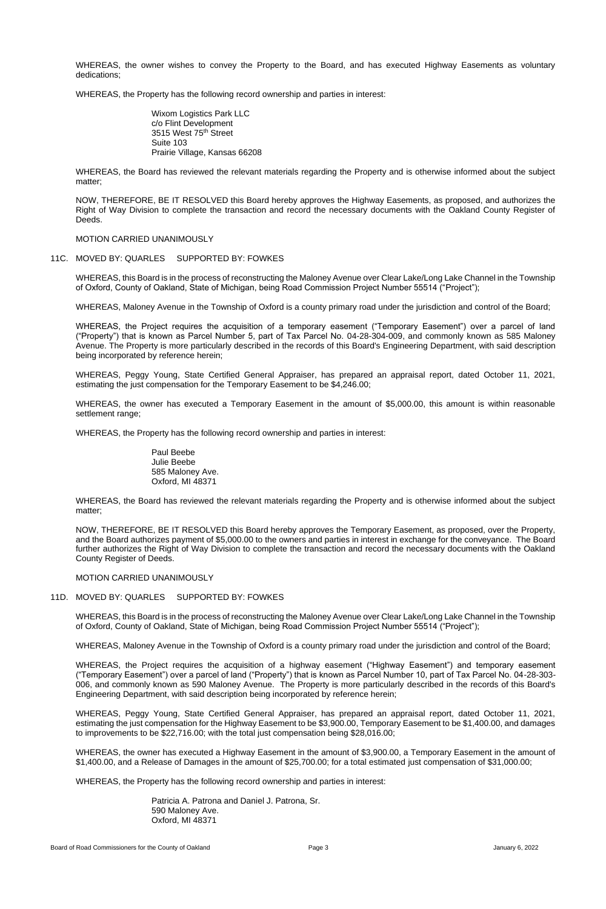WHEREAS, the owner wishes to convey the Property to the Board, and has executed Highway Easements as voluntary dedications;

WHEREAS, the Property has the following record ownership and parties in interest:

> Wixom Logistics Park LLC
> c/o Flint Development
> 3515 West 75th Street
> Suite 103
> Prairie Village, Kansas 66208

WHEREAS, the Board has reviewed the relevant materials regarding the Property and is otherwise informed about the subject matter;

NOW, THEREFORE, BE IT RESOLVED this Board hereby approves the Highway Easements, as proposed, and authorizes the Right of Way Division to complete the transaction and record the necessary documents with the Oakland County Register of Deeds.

MOTION CARRIED UNANIMOUSLY

11C. MOVED BY: QUARLES SUPPORTED BY: FOWKES

WHEREAS, this Board is in the process of reconstructing the Maloney Avenue over Clear Lake/Long Lake Channel in the Township of Oxford, County of Oakland, State of Michigan, being Road Commission Project Number 55514 ("Project");

WHEREAS, Maloney Avenue in the Township of Oxford is a county primary road under the jurisdiction and control of the Board;

WHEREAS, the Project requires the acquisition of a temporary easement ("Temporary Easement") over a parcel of land ("Property") that is known as Parcel Number 5, part of Tax Parcel No. 04-28-304-009, and commonly known as 585 Maloney Avenue. The Property is more particularly described in the records of this Board's Engineering Department, with said description being incorporated by reference herein;

WHEREAS, Peggy Young, State Certified General Appraiser, has prepared an appraisal report, dated October 11, 2021, estimating the just compensation for the Temporary Easement to be $4,246.00;

WHEREAS, the owner has executed a Temporary Easement in the amount of $5,000.00, this amount is within reasonable settlement range;

WHEREAS, the Property has the following record ownership and parties in interest:

> Paul Beebe
> Julie Beebe
> 585 Maloney Ave.
> Oxford, MI 48371

WHEREAS, the Board has reviewed the relevant materials regarding the Property and is otherwise informed about the subject matter;

NOW, THEREFORE, BE IT RESOLVED this Board hereby approves the Temporary Easement, as proposed, over the Property, and the Board authorizes payment of $5,000.00 to the owners and parties in interest in exchange for the conveyance. The Board further authorizes the Right of Way Division to complete the transaction and record the necessary documents with the Oakland County Register of Deeds.

MOTION CARRIED UNANIMOUSLY

11D. MOVED BY: QUARLES SUPPORTED BY: FOWKES

WHEREAS, this Board is in the process of reconstructing the Maloney Avenue over Clear Lake/Long Lake Channel in the Township of Oxford, County of Oakland, State of Michigan, being Road Commission Project Number 55514 ("Project");

WHEREAS, Maloney Avenue in the Township of Oxford is a county primary road under the jurisdiction and control of the Board;

WHEREAS, the Project requires the acquisition of a highway easement ("Highway Easement") and temporary easement ("Temporary Easement") over a parcel of land ("Property") that is known as Parcel Number 10, part of Tax Parcel No. 04-28-303-006, and commonly known as 590 Maloney Avenue. The Property is more particularly described in the records of this Board's Engineering Department, with said description being incorporated by reference herein;

WHEREAS, Peggy Young, State Certified General Appraiser, has prepared an appraisal report, dated October 11, 2021, estimating the just compensation for the Highway Easement to be $3,900.00, Temporary Easement to be $1,400.00, and damages to improvements to be $22,716.00; with the total just compensation being $28,016.00;

WHEREAS, the owner has executed a Highway Easement in the amount of $3,900.00, a Temporary Easement in the amount of $1,400.00, and a Release of Damages in the amount of $25,700.00; for a total estimated just compensation of $31,000.00;

WHEREAS, the Property has the following record ownership and parties in interest:

> Patricia A. Patrona and Daniel J. Patrona, Sr.
> 590 Maloney Ave.
> Oxford, MI 48371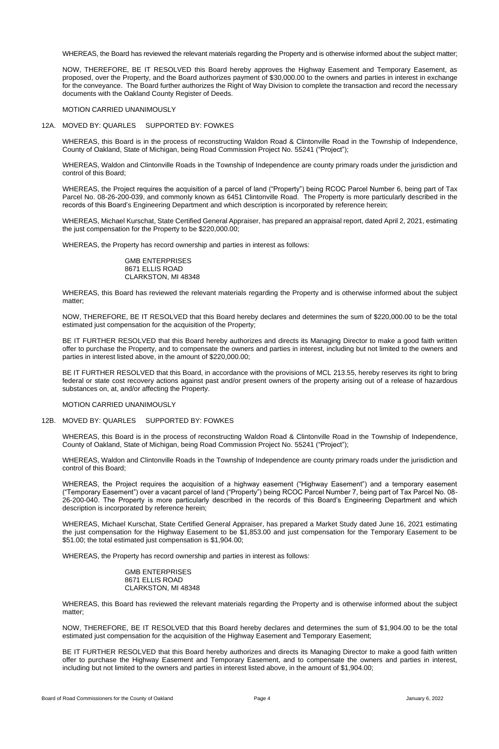WHEREAS, the Board has reviewed the relevant materials regarding the Property and is otherwise informed about the subject matter;

NOW, THEREFORE, BE IT RESOLVED this Board hereby approves the Highway Easement and Temporary Easement, as proposed, over the Property, and the Board authorizes payment of $30,000.00 to the owners and parties in interest in exchange for the conveyance. The Board further authorizes the Right of Way Division to complete the transaction and record the necessary documents with the Oakland County Register of Deeds.

MOTION CARRIED UNANIMOUSLY

12A. MOVED BY: QUARLES SUPPORTED BY: FOWKES

WHEREAS, this Board is in the process of reconstructing Waldon Road & Clintonville Road in the Township of Independence, County of Oakland, State of Michigan, being Road Commission Project No. 55241 ("Project");

WHEREAS, Waldon and Clintonville Roads in the Township of Independence are county primary roads under the jurisdiction and control of this Board;

WHEREAS, the Project requires the acquisition of a parcel of land ("Property") being RCOC Parcel Number 6, being part of Tax Parcel No. 08-26-200-039, and commonly known as 6451 Clintonville Road. The Property is more particularly described in the records of this Board's Engineering Department and which description is incorporated by reference herein;

WHEREAS, Michael Kurschat, State Certified General Appraiser, has prepared an appraisal report, dated April 2, 2021, estimating the just compensation for the Property to be $220,000.00;

WHEREAS, the Property has record ownership and parties in interest as follows:

GMB ENTERPRISES
8671 ELLIS ROAD
CLARKSTON, MI 48348

WHEREAS, this Board has reviewed the relevant materials regarding the Property and is otherwise informed about the subject matter;

NOW, THEREFORE, BE IT RESOLVED that this Board hereby declares and determines the sum of $220,000.00 to be the total estimated just compensation for the acquisition of the Property;

BE IT FURTHER RESOLVED that this Board hereby authorizes and directs its Managing Director to make a good faith written offer to purchase the Property, and to compensate the owners and parties in interest, including but not limited to the owners and parties in interest listed above, in the amount of $220,000.00;

BE IT FURTHER RESOLVED that this Board, in accordance with the provisions of MCL 213.55, hereby reserves its right to bring federal or state cost recovery actions against past and/or present owners of the property arising out of a release of hazardous substances on, at, and/or affecting the Property.

MOTION CARRIED UNANIMOUSLY

12B. MOVED BY: QUARLES SUPPORTED BY: FOWKES

WHEREAS, this Board is in the process of reconstructing Waldon Road & Clintonville Road in the Township of Independence, County of Oakland, State of Michigan, being Road Commission Project No. 55241 ("Project");

WHEREAS, Waldon and Clintonville Roads in the Township of Independence are county primary roads under the jurisdiction and control of this Board;

WHEREAS, the Project requires the acquisition of a highway easement ("Highway Easement") and a temporary easement ("Temporary Easement") over a vacant parcel of land ("Property") being RCOC Parcel Number 7, being part of Tax Parcel No. 08-26-200-040. The Property is more particularly described in the records of this Board's Engineering Department and which description is incorporated by reference herein;

WHEREAS, Michael Kurschat, State Certified General Appraiser, has prepared a Market Study dated June 16, 2021 estimating the just compensation for the Highway Easement to be $1,853.00 and just compensation for the Temporary Easement to be $51.00; the total estimated just compensation is $1,904.00;

WHEREAS, the Property has record ownership and parties in interest as follows:

GMB ENTERPRISES
8671 ELLIS ROAD
CLARKSTON, MI 48348

WHEREAS, this Board has reviewed the relevant materials regarding the Property and is otherwise informed about the subject matter;

NOW, THEREFORE, BE IT RESOLVED that this Board hereby declares and determines the sum of $1,904.00 to be the total estimated just compensation for the acquisition of the Highway Easement and Temporary Easement;

BE IT FURTHER RESOLVED that this Board hereby authorizes and directs its Managing Director to make a good faith written offer to purchase the Highway Easement and Temporary Easement, and to compensate the owners and parties in interest, including but not limited to the owners and parties in interest listed above, in the amount of $1,904.00;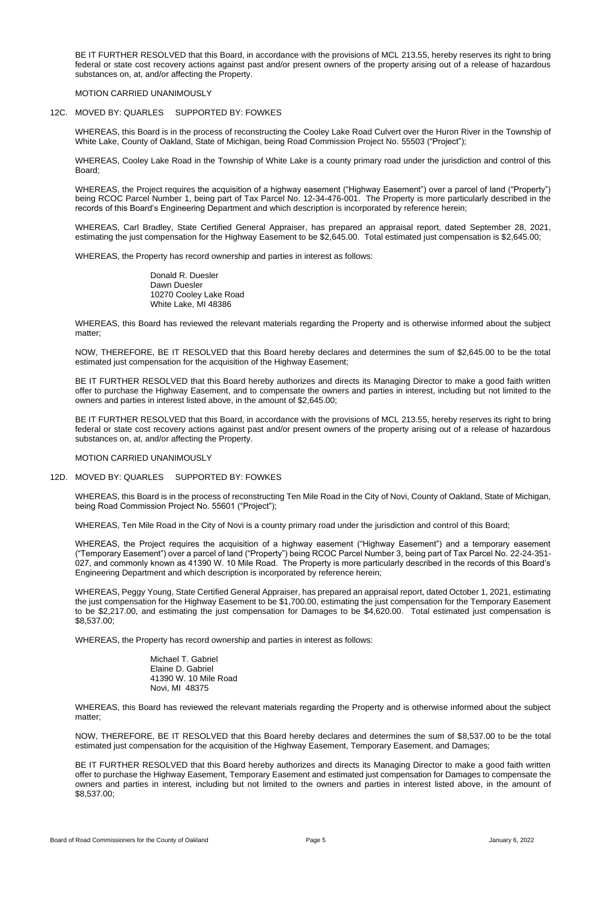BE IT FURTHER RESOLVED that this Board, in accordance with the provisions of MCL 213.55, hereby reserves its right to bring federal or state cost recovery actions against past and/or present owners of the property arising out of a release of hazardous substances on, at, and/or affecting the Property.

MOTION CARRIED UNANIMOUSLY

12C. MOVED BY: QUARLES SUPPORTED BY: FOWKES

WHEREAS, this Board is in the process of reconstructing the Cooley Lake Road Culvert over the Huron River in the Township of White Lake, County of Oakland, State of Michigan, being Road Commission Project No. 55503 ("Project");

WHEREAS, Cooley Lake Road in the Township of White Lake is a county primary road under the jurisdiction and control of this Board;

WHEREAS, the Project requires the acquisition of a highway easement ("Highway Easement") over a parcel of land ("Property") being RCOC Parcel Number 1, being part of Tax Parcel No. 12-34-476-001. The Property is more particularly described in the records of this Board's Engineering Department and which description is incorporated by reference herein;

WHEREAS, Carl Bradley, State Certified General Appraiser, has prepared an appraisal report, dated September 28, 2021, estimating the just compensation for the Highway Easement to be $2,645.00. Total estimated just compensation is $2,645.00;

WHEREAS, the Property has record ownership and parties in interest as follows:

Donald R. Duesler  
Dawn Duesler  
10270 Cooley Lake Road  
White Lake, MI 48386

WHEREAS, this Board has reviewed the relevant materials regarding the Property and is otherwise informed about the subject matter;

NOW, THEREFORE, BE IT RESOLVED that this Board hereby declares and determines the sum of $2,645.00 to be the total estimated just compensation for the acquisition of the Highway Easement;

BE IT FURTHER RESOLVED that this Board hereby authorizes and directs its Managing Director to make a good faith written offer to purchase the Highway Easement, and to compensate the owners and parties in interest, including but not limited to the owners and parties in interest listed above, in the amount of $2,645.00;

BE IT FURTHER RESOLVED that this Board, in accordance with the provisions of MCL 213.55, hereby reserves its right to bring federal or state cost recovery actions against past and/or present owners of the property arising out of a release of hazardous substances on, at, and/or affecting the Property.

MOTION CARRIED UNANIMOUSLY

12D. MOVED BY: QUARLES SUPPORTED BY: FOWKES

WHEREAS, this Board is in the process of reconstructing Ten Mile Road in the City of Novi, County of Oakland, State of Michigan, being Road Commission Project No. 55601 ("Project");

WHEREAS, Ten Mile Road in the City of Novi is a county primary road under the jurisdiction and control of this Board;

WHEREAS, the Project requires the acquisition of a highway easement ("Highway Easement") and a temporary easement ("Temporary Easement") over a parcel of land ("Property") being RCOC Parcel Number 3, being part of Tax Parcel No. 22-24-351-027, and commonly known as 41390 W. 10 Mile Road. The Property is more particularly described in the records of this Board's Engineering Department and which description is incorporated by reference herein;

WHEREAS, Peggy Young, State Certified General Appraiser, has prepared an appraisal report, dated October 1, 2021, estimating the just compensation for the Highway Easement to be $1,700.00, estimating the just compensation for the Temporary Easement to be $2,217.00, and estimating the just compensation for Damages to be $4,620.00. Total estimated just compensation is $8,537.00;

WHEREAS, the Property has record ownership and parties in interest as follows:

Michael T. Gabriel  
Elaine D. Gabriel  
41390 W. 10 Mile Road  
Novi, MI 48375

WHEREAS, this Board has reviewed the relevant materials regarding the Property and is otherwise informed about the subject matter;

NOW, THEREFORE, BE IT RESOLVED that this Board hereby declares and determines the sum of $8,537.00 to be the total estimated just compensation for the acquisition of the Highway Easement, Temporary Easement, and Damages;

BE IT FURTHER RESOLVED that this Board hereby authorizes and directs its Managing Director to make a good faith written offer to purchase the Highway Easement, Temporary Easement and estimated just compensation for Damages to compensate the owners and parties in interest, including but not limited to the owners and parties in interest listed above, in the amount of $8,537.00;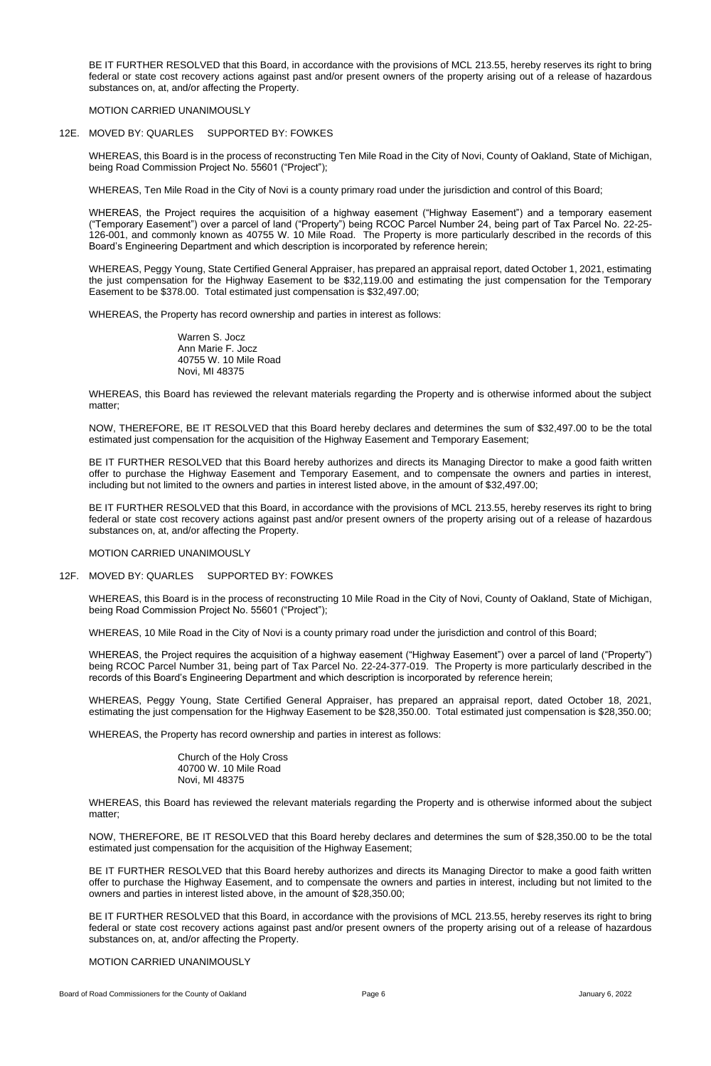BE IT FURTHER RESOLVED that this Board, in accordance with the provisions of MCL 213.55, hereby reserves its right to bring federal or state cost recovery actions against past and/or present owners of the property arising out of a release of hazardous substances on, at, and/or affecting the Property.

MOTION CARRIED UNANIMOUSLY

12E. MOVED BY: QUARLES SUPPORTED BY: FOWKES

WHEREAS, this Board is in the process of reconstructing Ten Mile Road in the City of Novi, County of Oakland, State of Michigan, being Road Commission Project No. 55601 ("Project");

WHEREAS, Ten Mile Road in the City of Novi is a county primary road under the jurisdiction and control of this Board;

WHEREAS, the Project requires the acquisition of a highway easement ("Highway Easement") and a temporary easement ("Temporary Easement") over a parcel of land ("Property") being RCOC Parcel Number 24, being part of Tax Parcel No. 22-25-126-001, and commonly known as 40755 W. 10 Mile Road. The Property is more particularly described in the records of this Board's Engineering Department and which description is incorporated by reference herein;

WHEREAS, Peggy Young, State Certified General Appraiser, has prepared an appraisal report, dated October 1, 2021, estimating the just compensation for the Highway Easement to be $32,119.00 and estimating the just compensation for the Temporary Easement to be $378.00. Total estimated just compensation is $32,497.00;

WHEREAS, the Property has record ownership and parties in interest as follows:

Warren S. Jocz
Ann Marie F. Jocz
40755 W. 10 Mile Road
Novi, MI 48375

WHEREAS, this Board has reviewed the relevant materials regarding the Property and is otherwise informed about the subject matter;

NOW, THEREFORE, BE IT RESOLVED that this Board hereby declares and determines the sum of $32,497.00 to be the total estimated just compensation for the acquisition of the Highway Easement and Temporary Easement;

BE IT FURTHER RESOLVED that this Board hereby authorizes and directs its Managing Director to make a good faith written offer to purchase the Highway Easement and Temporary Easement, and to compensate the owners and parties in interest, including but not limited to the owners and parties in interest listed above, in the amount of $32,497.00;

BE IT FURTHER RESOLVED that this Board, in accordance with the provisions of MCL 213.55, hereby reserves its right to bring federal or state cost recovery actions against past and/or present owners of the property arising out of a release of hazardous substances on, at, and/or affecting the Property.

MOTION CARRIED UNANIMOUSLY

12F. MOVED BY: QUARLES SUPPORTED BY: FOWKES

WHEREAS, this Board is in the process of reconstructing 10 Mile Road in the City of Novi, County of Oakland, State of Michigan, being Road Commission Project No. 55601 ("Project");

WHEREAS, 10 Mile Road in the City of Novi is a county primary road under the jurisdiction and control of this Board;

WHEREAS, the Project requires the acquisition of a highway easement ("Highway Easement") over a parcel of land ("Property") being RCOC Parcel Number 31, being part of Tax Parcel No. 22-24-377-019. The Property is more particularly described in the records of this Board's Engineering Department and which description is incorporated by reference herein;

WHEREAS, Peggy Young, State Certified General Appraiser, has prepared an appraisal report, dated October 18, 2021, estimating the just compensation for the Highway Easement to be $28,350.00. Total estimated just compensation is $28,350.00;

WHEREAS, the Property has record ownership and parties in interest as follows:

Church of the Holy Cross
40700 W. 10 Mile Road
Novi, MI 48375

WHEREAS, this Board has reviewed the relevant materials regarding the Property and is otherwise informed about the subject matter;

NOW, THEREFORE, BE IT RESOLVED that this Board hereby declares and determines the sum of $28,350.00 to be the total estimated just compensation for the acquisition of the Highway Easement;

BE IT FURTHER RESOLVED that this Board hereby authorizes and directs its Managing Director to make a good faith written offer to purchase the Highway Easement, and to compensate the owners and parties in interest, including but not limited to the owners and parties in interest listed above, in the amount of $28,350.00;

BE IT FURTHER RESOLVED that this Board, in accordance with the provisions of MCL 213.55, hereby reserves its right to bring federal or state cost recovery actions against past and/or present owners of the property arising out of a release of hazardous substances on, at, and/or affecting the Property.

MOTION CARRIED UNANIMOUSLY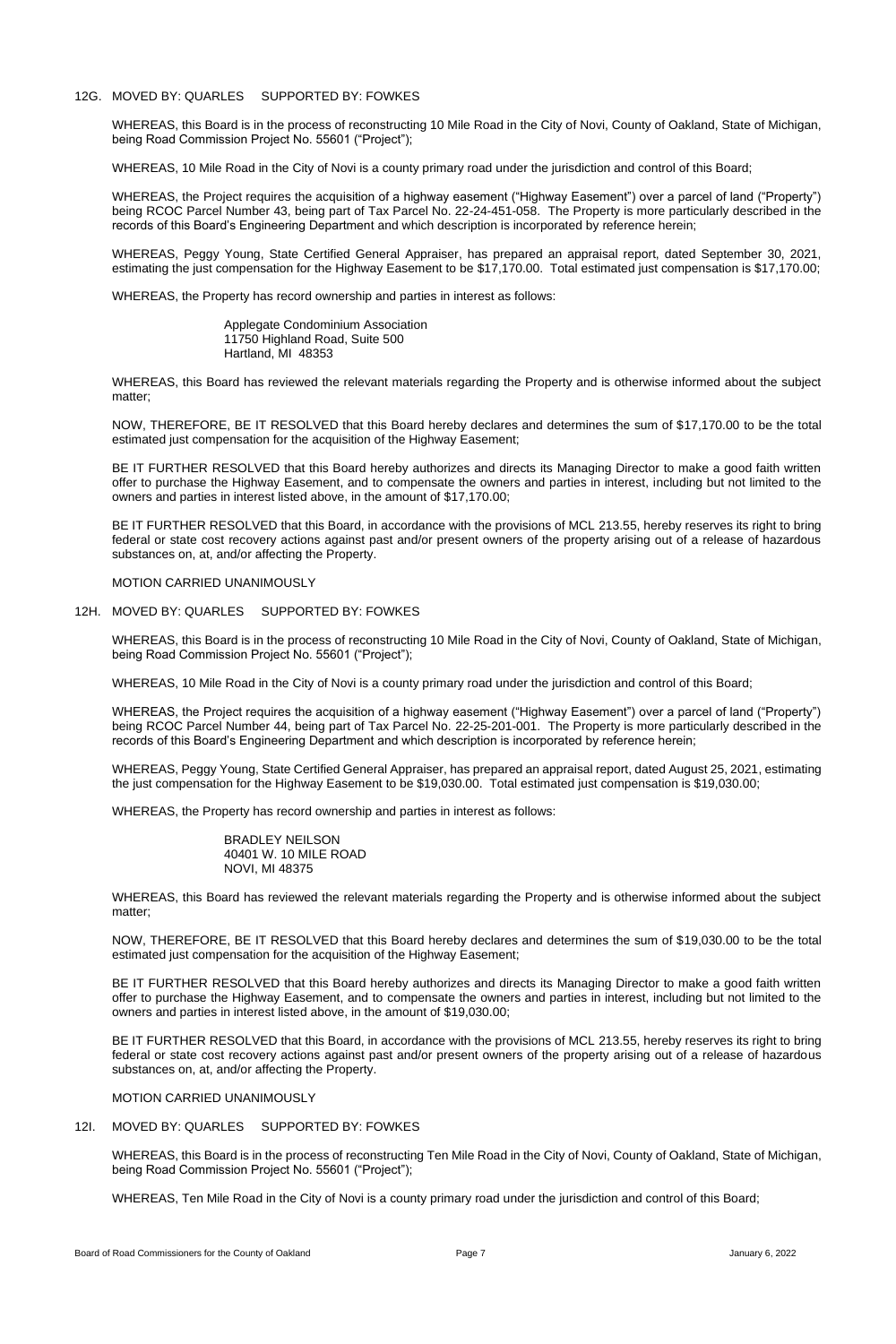12G. MOVED BY: QUARLES SUPPORTED BY: FOWKES

WHEREAS, this Board is in the process of reconstructing 10 Mile Road in the City of Novi, County of Oakland, State of Michigan, being Road Commission Project No. 55601 ("Project");

WHEREAS, 10 Mile Road in the City of Novi is a county primary road under the jurisdiction and control of this Board;

WHEREAS, the Project requires the acquisition of a highway easement ("Highway Easement") over a parcel of land ("Property") being RCOC Parcel Number 43, being part of Tax Parcel No. 22-24-451-058. The Property is more particularly described in the records of this Board's Engineering Department and which description is incorporated by reference herein;

WHEREAS, Peggy Young, State Certified General Appraiser, has prepared an appraisal report, dated September 30, 2021, estimating the just compensation for the Highway Easement to be $17,170.00. Total estimated just compensation is $17,170.00;

WHEREAS, the Property has record ownership and parties in interest as follows:

Applegate Condominium Association
11750 Highland Road, Suite 500
Hartland, MI 48353

WHEREAS, this Board has reviewed the relevant materials regarding the Property and is otherwise informed about the subject matter;

NOW, THEREFORE, BE IT RESOLVED that this Board hereby declares and determines the sum of $17,170.00 to be the total estimated just compensation for the acquisition of the Highway Easement;

BE IT FURTHER RESOLVED that this Board hereby authorizes and directs its Managing Director to make a good faith written offer to purchase the Highway Easement, and to compensate the owners and parties in interest, including but not limited to the owners and parties in interest listed above, in the amount of $17,170.00;

BE IT FURTHER RESOLVED that this Board, in accordance with the provisions of MCL 213.55, hereby reserves its right to bring federal or state cost recovery actions against past and/or present owners of the property arising out of a release of hazardous substances on, at, and/or affecting the Property.

MOTION CARRIED UNANIMOUSLY

12H. MOVED BY: QUARLES SUPPORTED BY: FOWKES

WHEREAS, this Board is in the process of reconstructing 10 Mile Road in the City of Novi, County of Oakland, State of Michigan, being Road Commission Project No. 55601 ("Project");

WHEREAS, 10 Mile Road in the City of Novi is a county primary road under the jurisdiction and control of this Board;

WHEREAS, the Project requires the acquisition of a highway easement ("Highway Easement") over a parcel of land ("Property") being RCOC Parcel Number 44, being part of Tax Parcel No. 22-25-201-001. The Property is more particularly described in the records of this Board's Engineering Department and which description is incorporated by reference herein;

WHEREAS, Peggy Young, State Certified General Appraiser, has prepared an appraisal report, dated August 25, 2021, estimating the just compensation for the Highway Easement to be $19,030.00. Total estimated just compensation is $19,030.00;

WHEREAS, the Property has record ownership and parties in interest as follows:

BRADLEY NEILSON
40401 W. 10 MILE ROAD
NOVI, MI 48375

WHEREAS, this Board has reviewed the relevant materials regarding the Property and is otherwise informed about the subject matter;

NOW, THEREFORE, BE IT RESOLVED that this Board hereby declares and determines the sum of $19,030.00 to be the total estimated just compensation for the acquisition of the Highway Easement;

BE IT FURTHER RESOLVED that this Board hereby authorizes and directs its Managing Director to make a good faith written offer to purchase the Highway Easement, and to compensate the owners and parties in interest, including but not limited to the owners and parties in interest listed above, in the amount of $19,030.00;

BE IT FURTHER RESOLVED that this Board, in accordance with the provisions of MCL 213.55, hereby reserves its right to bring federal or state cost recovery actions against past and/or present owners of the property arising out of a release of hazardous substances on, at, and/or affecting the Property.

MOTION CARRIED UNANIMOUSLY

12I. MOVED BY: QUARLES SUPPORTED BY: FOWKES

WHEREAS, this Board is in the process of reconstructing Ten Mile Road in the City of Novi, County of Oakland, State of Michigan, being Road Commission Project No. 55601 ("Project");

WHEREAS, Ten Mile Road in the City of Novi is a county primary road under the jurisdiction and control of this Board;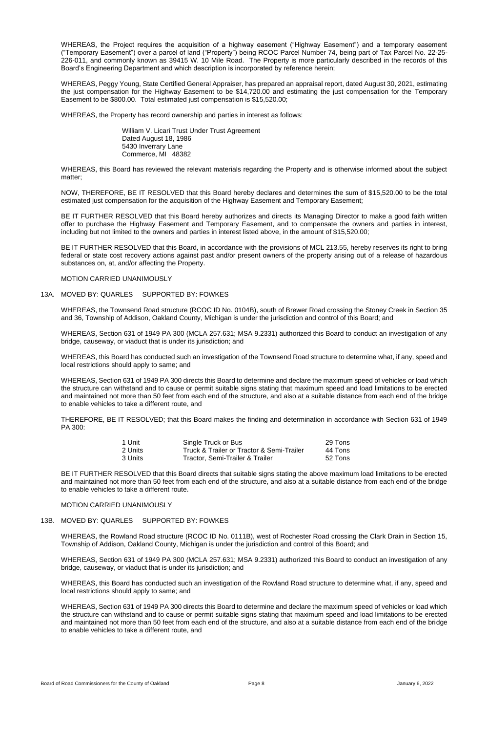WHEREAS, the Project requires the acquisition of a highway easement ("Highway Easement") and a temporary easement ("Temporary Easement") over a parcel of land ("Property") being RCOC Parcel Number 74, being part of Tax Parcel No. 22-25-226-011, and commonly known as 39415 W. 10 Mile Road. The Property is more particularly described in the records of this Board's Engineering Department and which description is incorporated by reference herein;

WHEREAS, Peggy Young, State Certified General Appraiser, has prepared an appraisal report, dated August 30, 2021, estimating the just compensation for the Highway Easement to be $14,720.00 and estimating the just compensation for the Temporary Easement to be $800.00. Total estimated just compensation is $15,520.00;

WHEREAS, the Property has record ownership and parties in interest as follows:

> William V. Licari Trust Under Trust Agreement
> Dated August 18, 1986
> 5430 Inverrary Lane
> Commerce, MI 48382

WHEREAS, this Board has reviewed the relevant materials regarding the Property and is otherwise informed about the subject matter;

NOW, THEREFORE, BE IT RESOLVED that this Board hereby declares and determines the sum of $15,520.00 to be the total estimated just compensation for the acquisition of the Highway Easement and Temporary Easement;

BE IT FURTHER RESOLVED that this Board hereby authorizes and directs its Managing Director to make a good faith written offer to purchase the Highway Easement and Temporary Easement, and to compensate the owners and parties in interest, including but not limited to the owners and parties in interest listed above, in the amount of $15,520.00;

BE IT FURTHER RESOLVED that this Board, in accordance with the provisions of MCL 213.55, hereby reserves its right to bring federal or state cost recovery actions against past and/or present owners of the property arising out of a release of hazardous substances on, at, and/or affecting the Property.

MOTION CARRIED UNANIMOUSLY

13A. MOVED BY: QUARLES SUPPORTED BY: FOWKES

WHEREAS, the Townsend Road structure (RCOC ID No. 0104B), south of Brewer Road crossing the Stoney Creek in Section 35 and 36, Township of Addison, Oakland County, Michigan is under the jurisdiction and control of this Board; and

WHEREAS, Section 631 of 1949 PA 300 (MCLA 257.631; MSA 9.2331) authorized this Board to conduct an investigation of any bridge, causeway, or viaduct that is under its jurisdiction; and

WHEREAS, this Board has conducted such an investigation of the Townsend Road structure to determine what, if any, speed and local restrictions should apply to same; and

WHEREAS, Section 631 of 1949 PA 300 directs this Board to determine and declare the maximum speed of vehicles or load which the structure can withstand and to cause or permit suitable signs stating that maximum speed and load limitations to be erected and maintained not more than 50 feet from each end of the structure, and also at a suitable distance from each end of the bridge to enable vehicles to take a different route, and

THEREFORE, BE IT RESOLVED; that this Board makes the finding and determination in accordance with Section 631 of 1949 PA 300:

| | | |
|---|---|---|
| 1 Unit | Single Truck or Bus | 29 Tons |
| 2 Units | Truck & Trailer or Tractor & Semi-Trailer | 44 Tons |
| 3 Units | Tractor, Semi-Trailer & Trailer | 52 Tons |

BE IT FURTHER RESOLVED that this Board directs that suitable signs stating the above maximum load limitations to be erected and maintained not more than 50 feet from each end of the structure, and also at a suitable distance from each end of the bridge to enable vehicles to take a different route.

MOTION CARRIED UNANIMOUSLY

13B. MOVED BY: QUARLES SUPPORTED BY: FOWKES

WHEREAS, the Rowland Road structure (RCOC ID No. 0111B), west of Rochester Road crossing the Clark Drain in Section 15, Township of Addison, Oakland County, Michigan is under the jurisdiction and control of this Board; and

WHEREAS, Section 631 of 1949 PA 300 (MCLA 257.631; MSA 9.2331) authorized this Board to conduct an investigation of any bridge, causeway, or viaduct that is under its jurisdiction; and

WHEREAS, this Board has conducted such an investigation of the Rowland Road structure to determine what, if any, speed and local restrictions should apply to same; and

WHEREAS, Section 631 of 1949 PA 300 directs this Board to determine and declare the maximum speed of vehicles or load which the structure can withstand and to cause or permit suitable signs stating that maximum speed and load limitations to be erected and maintained not more than 50 feet from each end of the structure, and also at a suitable distance from each end of the bridge to enable vehicles to take a different route, and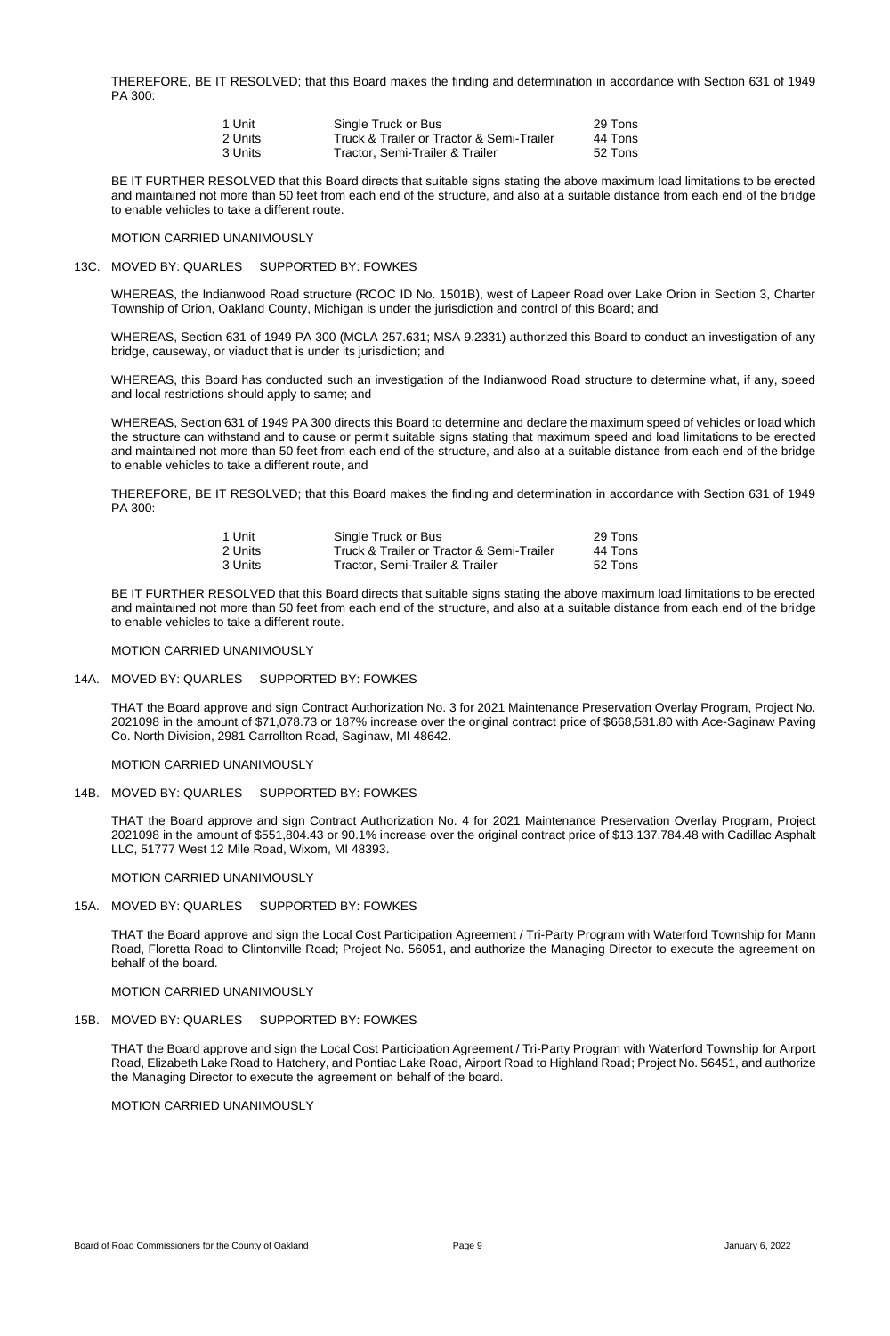THEREFORE, BE IT RESOLVED; that this Board makes the finding and determination in accordance with Section 631 of 1949 PA 300:

| | | |
|---|---|---|
| 1 Unit | Single Truck or Bus | 29 Tons |
| 2 Units | Truck & Trailer or Tractor & Semi-Trailer | 44 Tons |
| 3 Units | Tractor, Semi-Trailer & Trailer | 52 Tons |

BE IT FURTHER RESOLVED that this Board directs that suitable signs stating the above maximum load limitations to be erected and maintained not more than 50 feet from each end of the structure, and also at a suitable distance from each end of the bridge to enable vehicles to take a different route.

MOTION CARRIED UNANIMOUSLY

13C. MOVED BY: QUARLES SUPPORTED BY: FOWKES

WHEREAS, the Indianwood Road structure (RCOC ID No. 1501B), west of Lapeer Road over Lake Orion in Section 3, Charter Township of Orion, Oakland County, Michigan is under the jurisdiction and control of this Board; and

WHEREAS, Section 631 of 1949 PA 300 (MCLA 257.631; MSA 9.2331) authorized this Board to conduct an investigation of any bridge, causeway, or viaduct that is under its jurisdiction; and

WHEREAS, this Board has conducted such an investigation of the Indianwood Road structure to determine what, if any, speed and local restrictions should apply to same; and

WHEREAS, Section 631 of 1949 PA 300 directs this Board to determine and declare the maximum speed of vehicles or load which the structure can withstand and to cause or permit suitable signs stating that maximum speed and load limitations to be erected and maintained not more than 50 feet from each end of the structure, and also at a suitable distance from each end of the bridge to enable vehicles to take a different route, and

THEREFORE, BE IT RESOLVED; that this Board makes the finding and determination in accordance with Section 631 of 1949 PA 300:

| | | |
|---|---|---|
| 1 Unit | Single Truck or Bus | 29 Tons |
| 2 Units | Truck & Trailer or Tractor & Semi-Trailer | 44 Tons |
| 3 Units | Tractor, Semi-Trailer & Trailer | 52 Tons |

BE IT FURTHER RESOLVED that this Board directs that suitable signs stating the above maximum load limitations to be erected and maintained not more than 50 feet from each end of the structure, and also at a suitable distance from each end of the bridge to enable vehicles to take a different route.

MOTION CARRIED UNANIMOUSLY

14A. MOVED BY: QUARLES SUPPORTED BY: FOWKES

THAT the Board approve and sign Contract Authorization No. 3 for 2021 Maintenance Preservation Overlay Program, Project No. 2021098 in the amount of $71,078.73 or 187% increase over the original contract price of $668,581.80 with Ace-Saginaw Paving Co. North Division, 2981 Carrollton Road, Saginaw, MI 48642.

MOTION CARRIED UNANIMOUSLY

14B. MOVED BY: QUARLES SUPPORTED BY: FOWKES

THAT the Board approve and sign Contract Authorization No. 4 for 2021 Maintenance Preservation Overlay Program, Project 2021098 in the amount of $551,804.43 or 90.1% increase over the original contract price of $13,137,784.48 with Cadillac Asphalt LLC, 51777 West 12 Mile Road, Wixom, MI 48393.

MOTION CARRIED UNANIMOUSLY

15A. MOVED BY: QUARLES SUPPORTED BY: FOWKES

THAT the Board approve and sign the Local Cost Participation Agreement / Tri-Party Program with Waterford Township for Mann Road, Floretta Road to Clintonville Road; Project No. 56051, and authorize the Managing Director to execute the agreement on behalf of the board.

MOTION CARRIED UNANIMOUSLY

15B. MOVED BY: QUARLES SUPPORTED BY: FOWKES

THAT the Board approve and sign the Local Cost Participation Agreement / Tri-Party Program with Waterford Township for Airport Road, Elizabeth Lake Road to Hatchery, and Pontiac Lake Road, Airport Road to Highland Road; Project No. 56451, and authorize the Managing Director to execute the agreement on behalf of the board.

MOTION CARRIED UNANIMOUSLY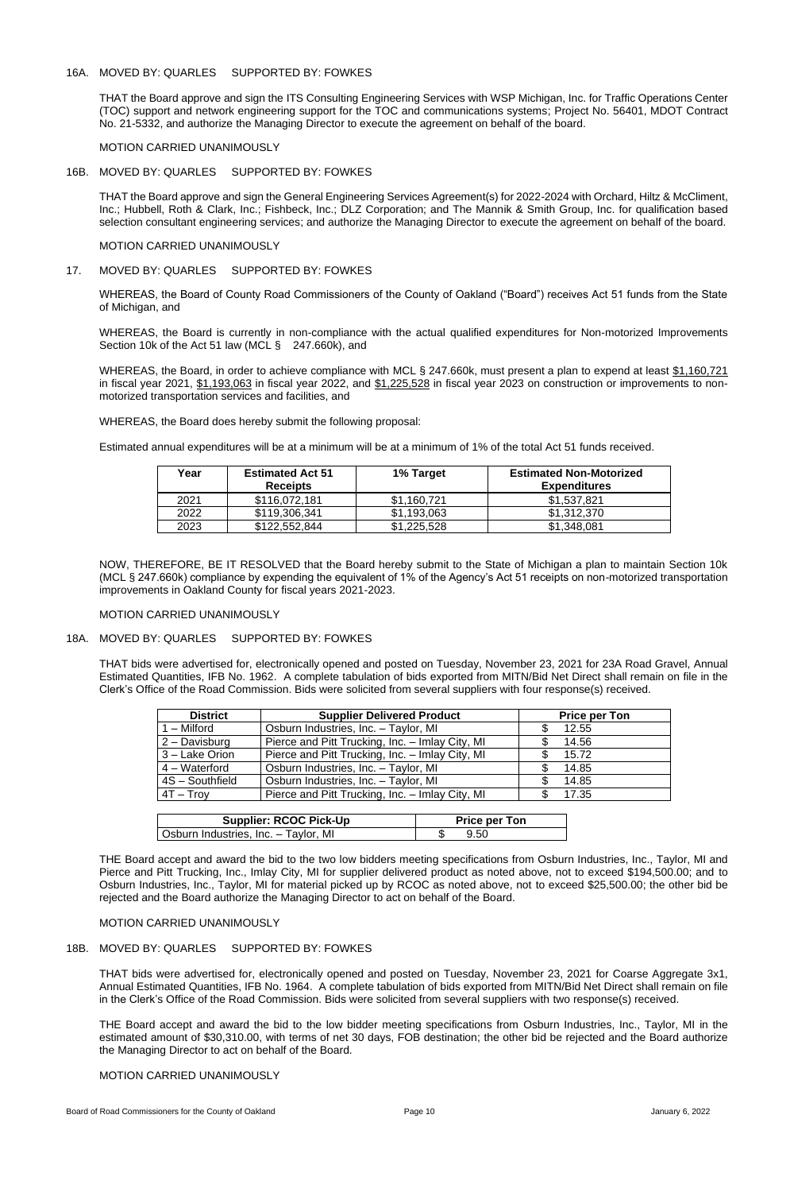16A. MOVED BY: QUARLES SUPPORTED BY: FOWKES

THAT the Board approve and sign the ITS Consulting Engineering Services with WSP Michigan, Inc. for Traffic Operations Center (TOC) support and network engineering support for the TOC and communications systems; Project No. 56401, MDOT Contract No. 21-5332, and authorize the Managing Director to execute the agreement on behalf of the board.

MOTION CARRIED UNANIMOUSLY

16B. MOVED BY: QUARLES SUPPORTED BY: FOWKES

THAT the Board approve and sign the General Engineering Services Agreement(s) for 2022-2024 with Orchard, Hiltz & McCliment, Inc.; Hubbell, Roth & Clark, Inc.; Fishbeck, Inc.; DLZ Corporation; and The Mannik & Smith Group, Inc. for qualification based selection consultant engineering services; and authorize the Managing Director to execute the agreement on behalf of the board.

MOTION CARRIED UNANIMOUSLY

17. MOVED BY: QUARLES SUPPORTED BY: FOWKES

WHEREAS, the Board of County Road Commissioners of the County of Oakland ("Board") receives Act 51 funds from the State of Michigan, and

WHEREAS, the Board is currently in non-compliance with the actual qualified expenditures for Non-motorized Improvements Section 10k of the Act 51 law (MCL § 247.660k), and

WHEREAS, the Board, in order to achieve compliance with MCL § 247.660k, must present a plan to expend at least $1,160,721 in fiscal year 2021, $1,193,063 in fiscal year 2022, and $1,225,528 in fiscal year 2023 on construction or improvements to non-motorized transportation services and facilities, and

WHEREAS, the Board does hereby submit the following proposal:

Estimated annual expenditures will be at a minimum will be at a minimum of 1% of the total Act 51 funds received.

| Year | Estimated Act 51 Receipts | 1% Target | Estimated Non-Motorized Expenditures |
|---|---|---|---|
| 2021 | $116,072,181 | $1,160,721 | $1,537,821 |
| 2022 | $119,306,341 | $1,193,063 | $1,312,370 |
| 2023 | $122,552,844 | $1,225,528 | $1,348,081 |

NOW, THEREFORE, BE IT RESOLVED that the Board hereby submit to the State of Michigan a plan to maintain Section 10k (MCL § 247.660k) compliance by expending the equivalent of 1% of the Agency's Act 51 receipts on non-motorized transportation improvements in Oakland County for fiscal years 2021-2023.

MOTION CARRIED UNANIMOUSLY

18A. MOVED BY: QUARLES SUPPORTED BY: FOWKES

THAT bids were advertised for, electronically opened and posted on Tuesday, November 23, 2021 for 23A Road Gravel, Annual Estimated Quantities, IFB No. 1962. A complete tabulation of bids exported from MITN/Bid Net Direct shall remain on file in the Clerk's Office of the Road Commission. Bids were solicited from several suppliers with four response(s) received.

| District | Supplier Delivered Product | Price per Ton |
|---|---|---|
| 1 – Milford | Osburn Industries, Inc. – Taylor, MI | $ 12.55 |
| 2 – Davisburg | Pierce and Pitt Trucking, Inc. – Imlay City, MI | $ 14.56 |
| 3 – Lake Orion | Pierce and Pitt Trucking, Inc. – Imlay City, MI | $ 15.72 |
| 4 – Waterford | Osburn Industries, Inc. – Taylor, MI | $ 14.85 |
| 4S – Southfield | Osburn Industries, Inc. – Taylor, MI | $ 14.85 |
| 4T – Troy | Pierce and Pitt Trucking, Inc. – Imlay City, MI | $ 17.35 |

| Supplier: RCOC Pick-Up | Price per Ton |
|---|---|
| Osburn Industries, Inc. – Taylor, MI | $ 9.50 |

THE Board accept and award the bid to the two low bidders meeting specifications from Osburn Industries, Inc., Taylor, MI and Pierce and Pitt Trucking, Inc., Imlay City, MI for supplier delivered product as noted above, not to exceed $194,500.00; and to Osburn Industries, Inc., Taylor, MI for material picked up by RCOC as noted above, not to exceed $25,500.00; the other bid be rejected and the Board authorize the Managing Director to act on behalf of the Board.

MOTION CARRIED UNANIMOUSLY

18B. MOVED BY: QUARLES SUPPORTED BY: FOWKES

THAT bids were advertised for, electronically opened and posted on Tuesday, November 23, 2021 for Coarse Aggregate 3x1, Annual Estimated Quantities, IFB No. 1964. A complete tabulation of bids exported from MITN/Bid Net Direct shall remain on file in the Clerk's Office of the Road Commission. Bids were solicited from several suppliers with two response(s) received.

THE Board accept and award the bid to the low bidder meeting specifications from Osburn Industries, Inc., Taylor, MI in the estimated amount of $30,310.00, with terms of net 30 days, FOB destination; the other bid be rejected and the Board authorize the Managing Director to act on behalf of the Board.

MOTION CARRIED UNANIMOUSLY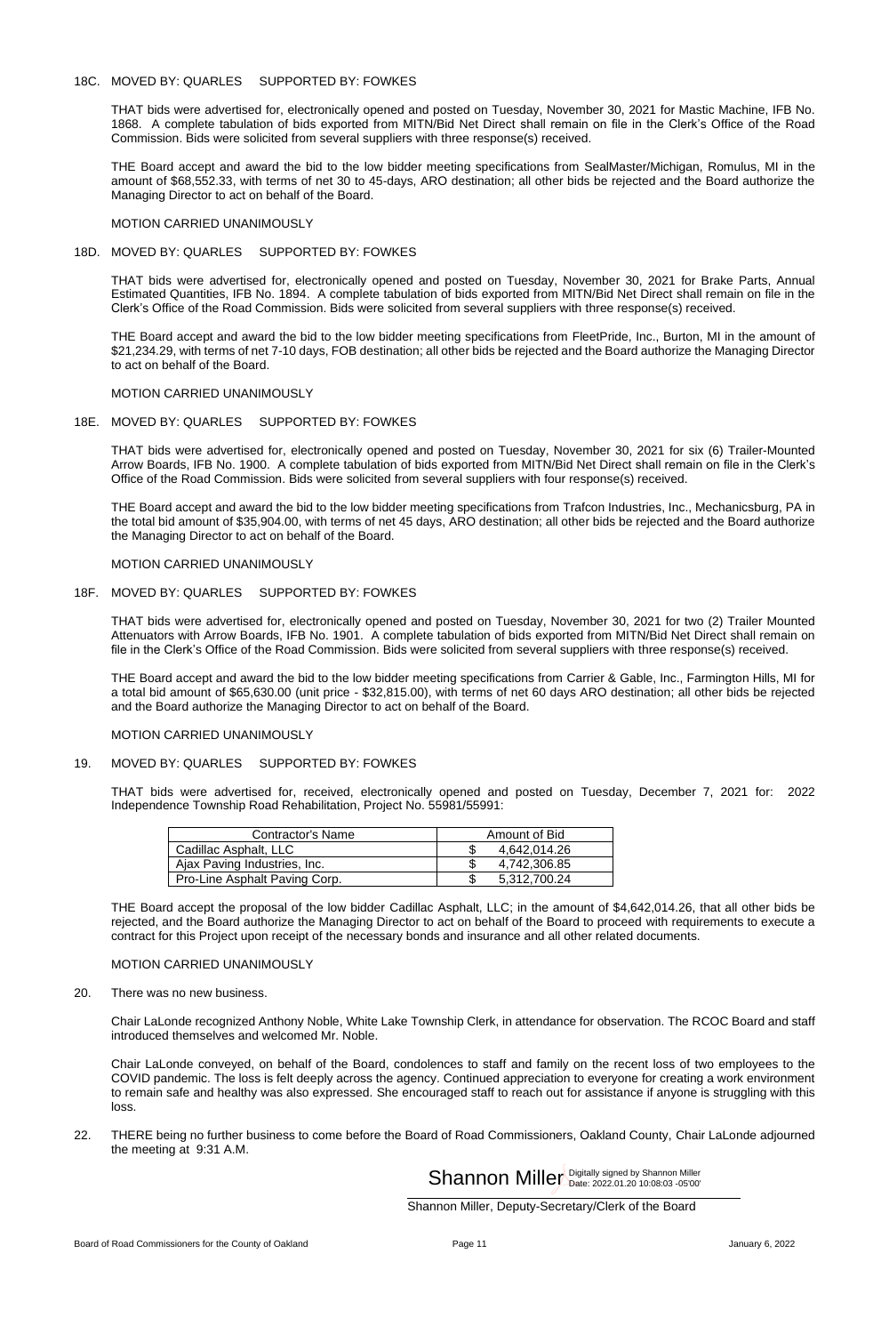18C. MOVED BY: QUARLES SUPPORTED BY: FOWKES

THAT bids were advertised for, electronically opened and posted on Tuesday, November 30, 2021 for Mastic Machine, IFB No. 1868. A complete tabulation of bids exported from MITN/Bid Net Direct shall remain on file in the Clerk's Office of the Road Commission. Bids were solicited from several suppliers with three response(s) received.

THE Board accept and award the bid to the low bidder meeting specifications from SealMaster/Michigan, Romulus, MI in the amount of $68,552.33, with terms of net 30 to 45-days, ARO destination; all other bids be rejected and the Board authorize the Managing Director to act on behalf of the Board.

MOTION CARRIED UNANIMOUSLY

18D. MOVED BY: QUARLES SUPPORTED BY: FOWKES

THAT bids were advertised for, electronically opened and posted on Tuesday, November 30, 2021 for Brake Parts, Annual Estimated Quantities, IFB No. 1894. A complete tabulation of bids exported from MITN/Bid Net Direct shall remain on file in the Clerk's Office of the Road Commission. Bids were solicited from several suppliers with three response(s) received.

THE Board accept and award the bid to the low bidder meeting specifications from FleetPride, Inc., Burton, MI in the amount of $21,234.29, with terms of net 7-10 days, FOB destination; all other bids be rejected and the Board authorize the Managing Director to act on behalf of the Board.

MOTION CARRIED UNANIMOUSLY

18E. MOVED BY: QUARLES SUPPORTED BY: FOWKES

THAT bids were advertised for, electronically opened and posted on Tuesday, November 30, 2021 for six (6) Trailer-Mounted Arrow Boards, IFB No. 1900. A complete tabulation of bids exported from MITN/Bid Net Direct shall remain on file in the Clerk's Office of the Road Commission. Bids were solicited from several suppliers with four response(s) received.

THE Board accept and award the bid to the low bidder meeting specifications from Trafcon Industries, Inc., Mechanicsburg, PA in the total bid amount of $35,904.00, with terms of net 45 days, ARO destination; all other bids be rejected and the Board authorize the Managing Director to act on behalf of the Board.

MOTION CARRIED UNANIMOUSLY

18F. MOVED BY: QUARLES SUPPORTED BY: FOWKES

THAT bids were advertised for, electronically opened and posted on Tuesday, November 30, 2021 for two (2) Trailer Mounted Attenuators with Arrow Boards, IFB No. 1901. A complete tabulation of bids exported from MITN/Bid Net Direct shall remain on file in the Clerk's Office of the Road Commission. Bids were solicited from several suppliers with three response(s) received.

THE Board accept and award the bid to the low bidder meeting specifications from Carrier & Gable, Inc., Farmington Hills, MI for a total bid amount of $65,630.00 (unit price - $32,815.00), with terms of net 60 days ARO destination; all other bids be rejected and the Board authorize the Managing Director to act on behalf of the Board.

MOTION CARRIED UNANIMOUSLY

19. MOVED BY: QUARLES SUPPORTED BY: FOWKES

THAT bids were advertised for, received, electronically opened and posted on Tuesday, December 7, 2021 for: 2022 Independence Township Road Rehabilitation, Project No. 55981/55991:

| Contractor's Name | Amount of Bid |
|---|---|
| Cadillac Asphalt, LLC | $ 4,642,014.26 |
| Ajax Paving Industries, Inc. | $ 4,742,306.85 |
| Pro-Line Asphalt Paving Corp. | $ 5,312,700.24 |

THE Board accept the proposal of the low bidder Cadillac Asphalt, LLC; in the amount of $4,642,014.26, that all other bids be rejected, and the Board authorize the Managing Director to act on behalf of the Board to proceed with requirements to execute a contract for this Project upon receipt of the necessary bonds and insurance and all other related documents.

MOTION CARRIED UNANIMOUSLY

20. There was no new business.

Chair LaLonde recognized Anthony Noble, White Lake Township Clerk, in attendance for observation. The RCOC Board and staff introduced themselves and welcomed Mr. Noble.

Chair LaLonde conveyed, on behalf of the Board, condolences to staff and family on the recent loss of two employees to the COVID pandemic. The loss is felt deeply across the agency. Continued appreciation to everyone for creating a work environment to remain safe and healthy was also expressed. She encouraged staff to reach out for assistance if anyone is struggling with this loss.

22. THERE being no further business to come before the Board of Road Commissioners, Oakland County, Chair LaLonde adjourned the meeting at 9:31 A.M.

Shannon Miller Digitally signed by Shannon Miller Date: 2022.01.20 10:08:03 -05'00'

Shannon Miller, Deputy-Secretary/Clerk of the Board